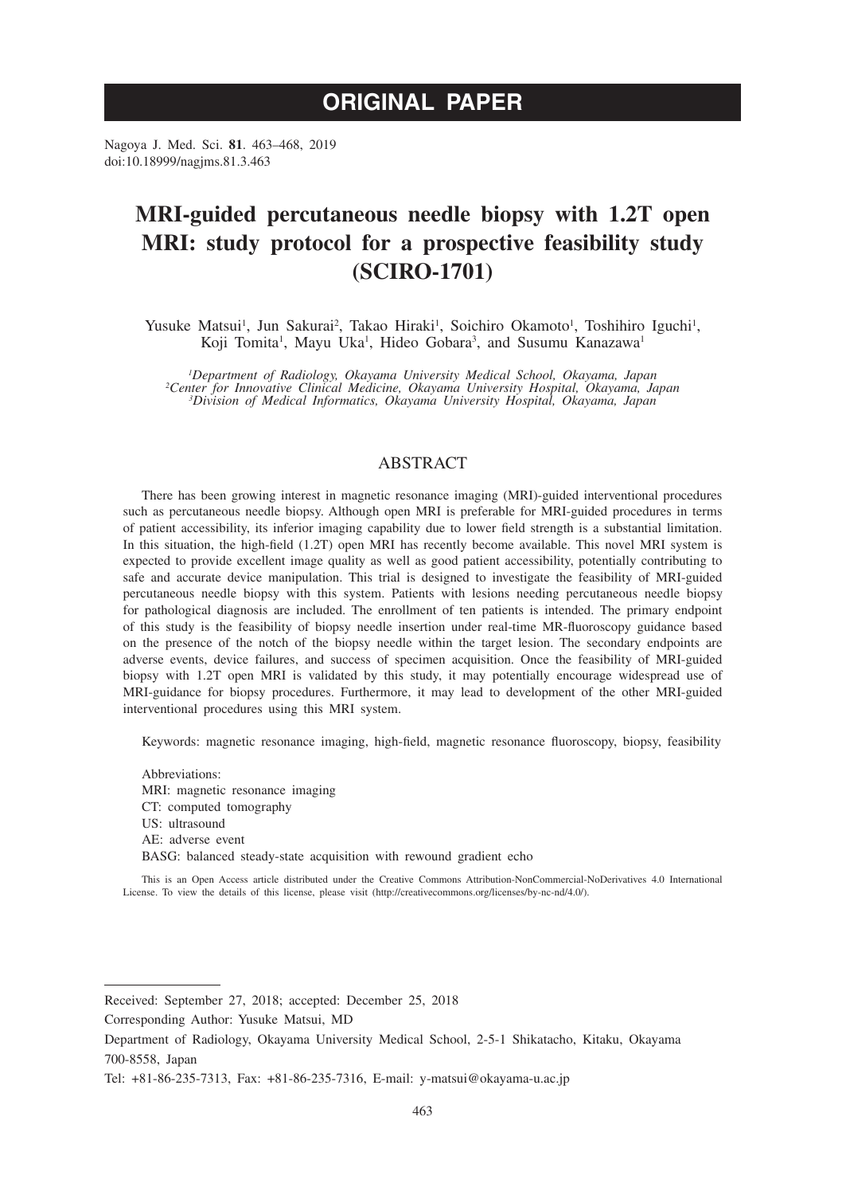# ORIGINAL PAPER

Nagoya J. Med. Sci. **81**. 463–468, 2019
doi:10.18999/nagjms.81.3.463

# MRI-guided percutaneous needle biopsy with 1.2T open MRI: study protocol for a prospective feasibility study (SCIRO-1701)

Yusuke Matsui[1], Jun Sakurai[2], Takao Hiraki[1], Soichiro Okamoto[1], Toshihiro Iguchi[1], Koji Tomita[1], Mayu Uka[1], Hideo Gobara[3], and Susumu Kanazawa[1]

*[1]Department of Radiology, Okayama University Medical School, Okayama, Japan*
*[2]Center for Innovative Clinical Medicine, Okayama University Hospital, Okayama, Japan*
*[3]Division of Medical Informatics, Okayama University Hospital, Okayama, Japan*

## ABSTRACT

There has been growing interest in magnetic resonance imaging (MRI)-guided interventional procedures such as percutaneous needle biopsy. Although open MRI is preferable for MRI-guided procedures in terms of patient accessibility, its inferior imaging capability due to lower field strength is a substantial limitation. In this situation, the high-field (1.2T) open MRI has recently become available. This novel MRI system is expected to provide excellent image quality as well as good patient accessibility, potentially contributing to safe and accurate device manipulation. This trial is designed to investigate the feasibility of MRI-guided percutaneous needle biopsy with this system. Patients with lesions needing percutaneous needle biopsy for pathological diagnosis are included. The enrollment of ten patients is intended. The primary endpoint of this study is the feasibility of biopsy needle insertion under real-time MR-fluoroscopy guidance based on the presence of the notch of the biopsy needle within the target lesion. The secondary endpoints are adverse events, device failures, and success of specimen acquisition. Once the feasibility of MRI-guided biopsy with 1.2T open MRI is validated by this study, it may potentially encourage widespread use of MRI-guidance for biopsy procedures. Furthermore, it may lead to development of the other MRI-guided interventional procedures using this MRI system.

Keywords: magnetic resonance imaging, high-field, magnetic resonance fluoroscopy, biopsy, feasibility

Abbreviations:
MRI: magnetic resonance imaging
CT: computed tomography
US: ultrasound
AE: adverse event
BASG: balanced steady-state acquisition with rewound gradient echo

This is an Open Access article distributed under the Creative Commons Attribution-NonCommercial-NoDerivatives 4.0 International License. To view the details of this license, please visit (http://creativecommons.org/licenses/by-nc-nd/4.0/).

---

Received: September 27, 2018; accepted: December 25, 2018

Corresponding Author: Yusuke Matsui, MD

Department of Radiology, Okayama University Medical School, 2-5-1 Shikatacho, Kitaku, Okayama 700-8558, Japan

Tel: +81-86-235-7313, Fax: +81-86-235-7316, E-mail: y-matsui@okayama-u.ac.jp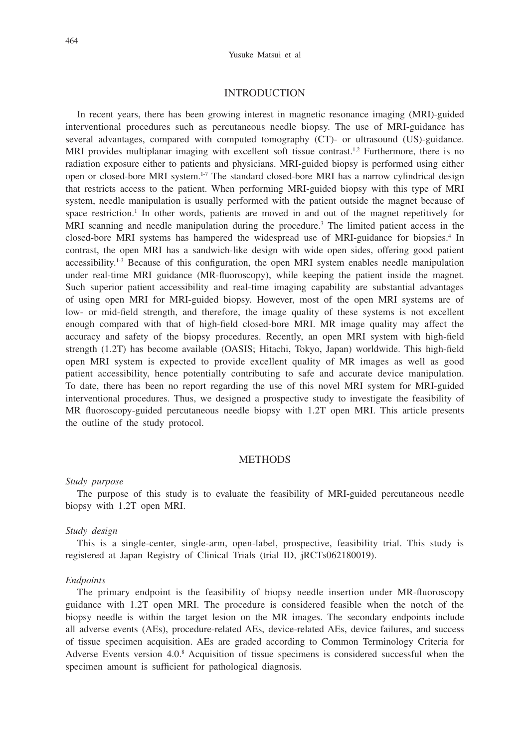## INTRODUCTION

In recent years, there has been growing interest in magnetic resonance imaging (MRI)-guided interventional procedures such as percutaneous needle biopsy. The use of MRI-guidance has several advantages, compared with computed tomography (CT)- or ultrasound (US)-guidance. MRI provides multiplanar imaging with excellent soft tissue contrast.[1,2] Furthermore, there is no radiation exposure either to patients and physicians. MRI-guided biopsy is performed using either open or closed-bore MRI system.[1-7] The standard closed-bore MRI has a narrow cylindrical design that restricts access to the patient. When performing MRI-guided biopsy with this type of MRI system, needle manipulation is usually performed with the patient outside the magnet because of space restriction.[1] In other words, patients are moved in and out of the magnet repetitively for MRI scanning and needle manipulation during the procedure.[3] The limited patient access in the closed-bore MRI systems has hampered the widespread use of MRI-guidance for biopsies.[4] In contrast, the open MRI has a sandwich-like design with wide open sides, offering good patient accessibility.[1-3] Because of this configuration, the open MRI system enables needle manipulation under real-time MRI guidance (MR-fluoroscopy), while keeping the patient inside the magnet. Such superior patient accessibility and real-time imaging capability are substantial advantages of using open MRI for MRI-guided biopsy. However, most of the open MRI systems are of low- or mid-field strength, and therefore, the image quality of these systems is not excellent enough compared with that of high-field closed-bore MRI. MR image quality may affect the accuracy and safety of the biopsy procedures. Recently, an open MRI system with high-field strength (1.2T) has become available (OASIS; Hitachi, Tokyo, Japan) worldwide. This high-field open MRI system is expected to provide excellent quality of MR images as well as good patient accessibility, hence potentially contributing to safe and accurate device manipulation. To date, there has been no report regarding the use of this novel MRI system for MRI-guided interventional procedures. Thus, we designed a prospective study to investigate the feasibility of MR fluoroscopy-guided percutaneous needle biopsy with 1.2T open MRI. This article presents the outline of the study protocol.

## METHODS

### *Study purpose*

The purpose of this study is to evaluate the feasibility of MRI-guided percutaneous needle biopsy with 1.2T open MRI.

### *Study design*

This is a single-center, single-arm, open-label, prospective, feasibility trial. This study is registered at Japan Registry of Clinical Trials (trial ID, jRCTs062180019).

### *Endpoints*

The primary endpoint is the feasibility of biopsy needle insertion under MR-fluoroscopy guidance with 1.2T open MRI. The procedure is considered feasible when the notch of the biopsy needle is within the target lesion on the MR images. The secondary endpoints include all adverse events (AEs), procedure-related AEs, device-related AEs, device failures, and success of tissue specimen acquisition. AEs are graded according to Common Terminology Criteria for Adverse Events version 4.0.[8] Acquisition of tissue specimens is considered successful when the specimen amount is sufficient for pathological diagnosis.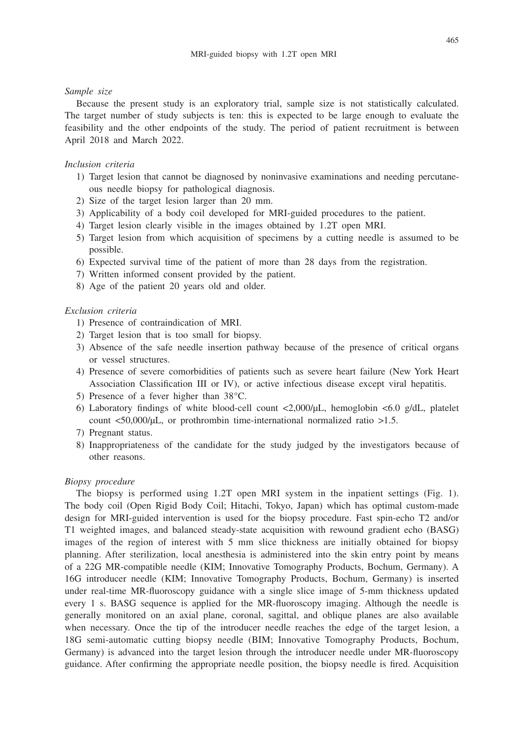*Sample size*

Because the present study is an exploratory trial, sample size is not statistically calculated. The target number of study subjects is ten: this is expected to be large enough to evaluate the feasibility and the other endpoints of the study. The period of patient recruitment is between April 2018 and March 2022.

*Inclusion criteria*

1) Target lesion that cannot be diagnosed by noninvasive examinations and needing percutaneous needle biopsy for pathological diagnosis.
2) Size of the target lesion larger than 20 mm.
3) Applicability of a body coil developed for MRI-guided procedures to the patient.
4) Target lesion clearly visible in the images obtained by 1.2T open MRI.
5) Target lesion from which acquisition of specimens by a cutting needle is assumed to be possible.
6) Expected survival time of the patient of more than 28 days from the registration.
7) Written informed consent provided by the patient.
8) Age of the patient 20 years old and older.

*Exclusion criteria*

1) Presence of contraindication of MRI.
2) Target lesion that is too small for biopsy.
3) Absence of the safe needle insertion pathway because of the presence of critical organs or vessel structures.
4) Presence of severe comorbidities of patients such as severe heart failure (New York Heart Association Classification III or IV), or active infectious disease except viral hepatitis.
5) Presence of a fever higher than 38°C.
6) Laboratory findings of white blood-cell count <2,000/μL, hemoglobin <6.0 g/dL, platelet count <50,000/μL, or prothrombin time-international normalized ratio >1.5.
7) Pregnant status.
8) Inappropriateness of the candidate for the study judged by the investigators because of other reasons.

*Biopsy procedure*

The biopsy is performed using 1.2T open MRI system in the inpatient settings (Fig. 1). The body coil (Open Rigid Body Coil; Hitachi, Tokyo, Japan) which has optimal custom-made design for MRI-guided intervention is used for the biopsy procedure. Fast spin-echo T2 and/or T1 weighted images, and balanced steady-state acquisition with rewound gradient echo (BASG) images of the region of interest with 5 mm slice thickness are initially obtained for biopsy planning. After sterilization, local anesthesia is administered into the skin entry point by means of a 22G MR-compatible needle (KIM; Innovative Tomography Products, Bochum, Germany). A 16G introducer needle (KIM; Innovative Tomography Products, Bochum, Germany) is inserted under real-time MR-fluoroscopy guidance with a single slice image of 5-mm thickness updated every 1 s. BASG sequence is applied for the MR-fluoroscopy imaging. Although the needle is generally monitored on an axial plane, coronal, sagittal, and oblique planes are also available when necessary. Once the tip of the introducer needle reaches the edge of the target lesion, a 18G semi-automatic cutting biopsy needle (BIM; Innovative Tomography Products, Bochum, Germany) is advanced into the target lesion through the introducer needle under MR-fluoroscopy guidance. After confirming the appropriate needle position, the biopsy needle is fired. Acquisition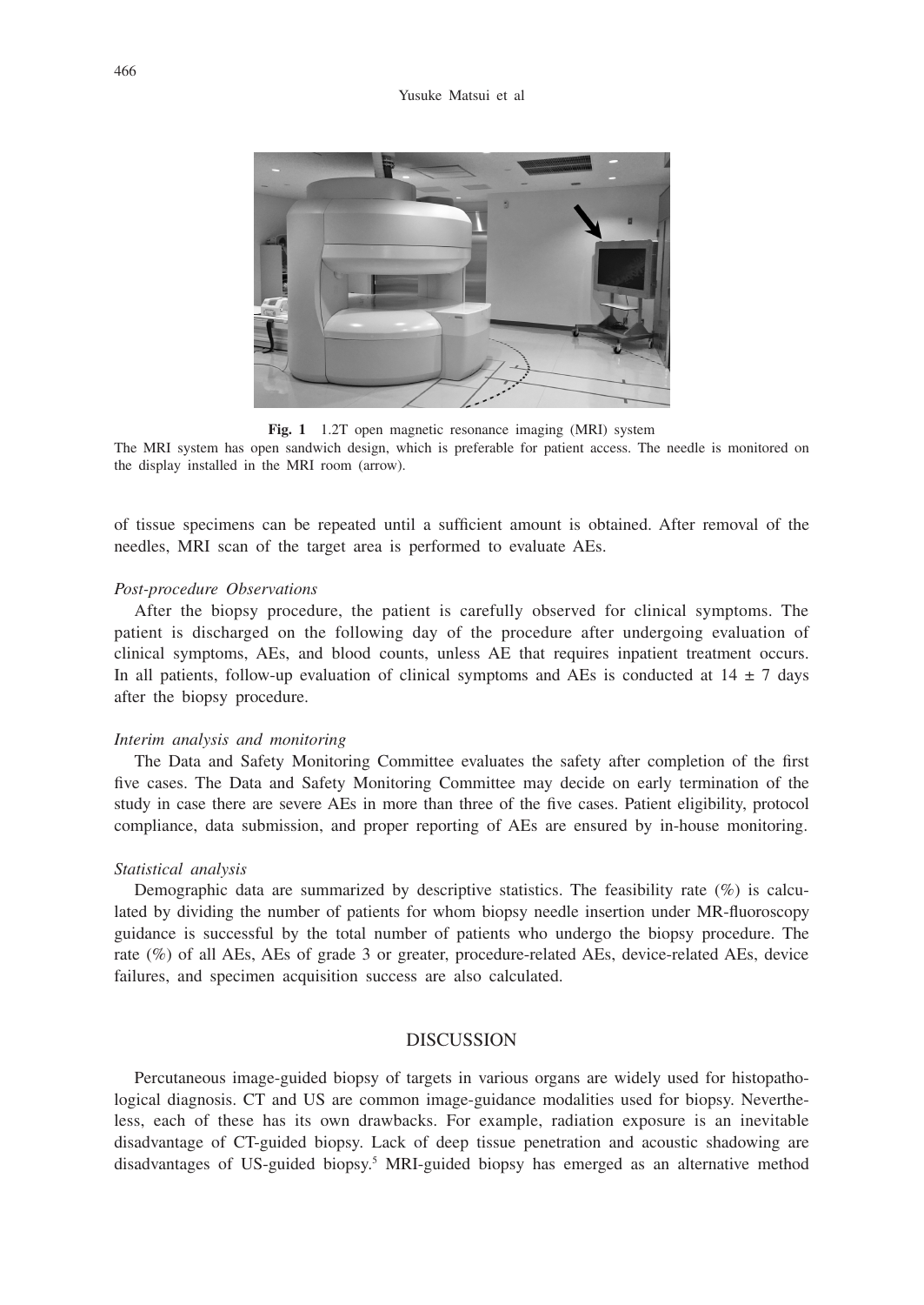**Fig. 1** 1.2T open magnetic resonance imaging (MRI) system
The MRI system has open sandwich design, which is preferable for patient access. The needle is monitored on the display installed in the MRI room (arrow).

of tissue specimens can be repeated until a sufficient amount is obtained. After removal of the needles, MRI scan of the target area is performed to evaluate AEs.

*Post-procedure Observations*

After the biopsy procedure, the patient is carefully observed for clinical symptoms. The patient is discharged on the following day of the procedure after undergoing evaluation of clinical symptoms, AEs, and blood counts, unless AE that requires inpatient treatment occurs. In all patients, follow-up evaluation of clinical symptoms and AEs is conducted at $14 \pm 7$ days after the biopsy procedure.

*Interim analysis and monitoring*

The Data and Safety Monitoring Committee evaluates the safety after completion of the first five cases. The Data and Safety Monitoring Committee may decide on early termination of the study in case there are severe AEs in more than three of the five cases. Patient eligibility, protocol compliance, data submission, and proper reporting of AEs are ensured by in-house monitoring.

*Statistical analysis*

Demographic data are summarized by descriptive statistics. The feasibility rate (%) is calculated by dividing the number of patients for whom biopsy needle insertion under MR-fluoroscopy guidance is successful by the total number of patients who undergo the biopsy procedure. The rate (%) of all AEs, AEs of grade 3 or greater, procedure-related AEs, device-related AEs, device failures, and specimen acquisition success are also calculated.

## DISCUSSION

Percutaneous image-guided biopsy of targets in various organs are widely used for histopathological diagnosis. CT and US are common image-guidance modalities used for biopsy. Nevertheless, each of these has its own drawbacks. For example, radiation exposure is an inevitable disadvantage of CT-guided biopsy. Lack of deep tissue penetration and acoustic shadowing are disadvantages of US-guided biopsy.[5] MRI-guided biopsy has emerged as an alternative method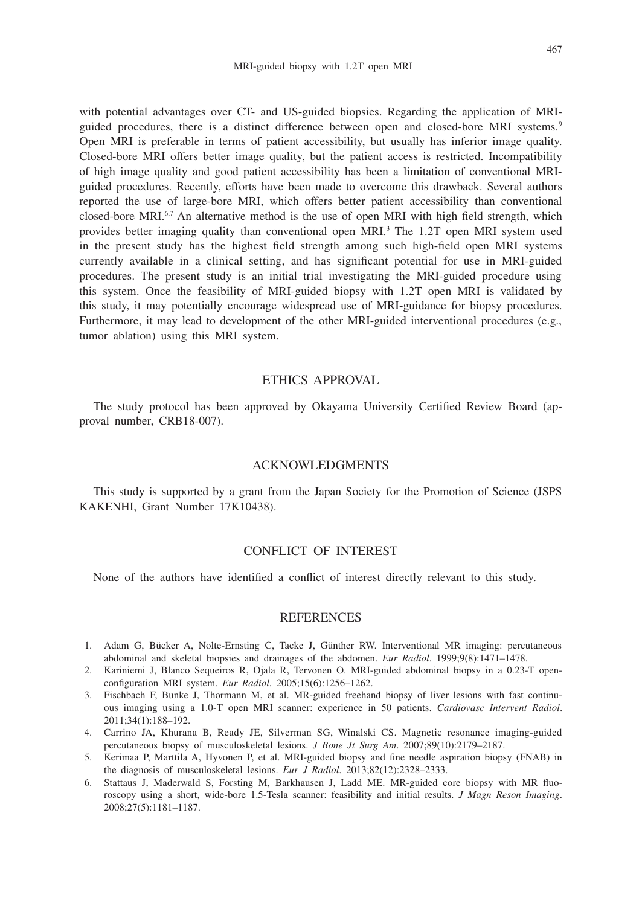with potential advantages over CT- and US-guided biopsies. Regarding the application of MRI-guided procedures, there is a distinct difference between open and closed-bore MRI systems.[9] Open MRI is preferable in terms of patient accessibility, but usually has inferior image quality. Closed-bore MRI offers better image quality, but the patient access is restricted. Incompatibility of high image quality and good patient accessibility has been a limitation of conventional MRI-guided procedures. Recently, efforts have been made to overcome this drawback. Several authors reported the use of large-bore MRI, which offers better patient accessibility than conventional closed-bore MRI.[6,7] An alternative method is the use of open MRI with high field strength, which provides better imaging quality than conventional open MRI.[3] The 1.2T open MRI system used in the present study has the highest field strength among such high-field open MRI systems currently available in a clinical setting, and has significant potential for use in MRI-guided procedures. The present study is an initial trial investigating the MRI-guided procedure using this system. Once the feasibility of MRI-guided biopsy with 1.2T open MRI is validated by this study, it may potentially encourage widespread use of MRI-guidance for biopsy procedures. Furthermore, it may lead to development of the other MRI-guided interventional procedures (e.g., tumor ablation) using this MRI system.

## ETHICS APPROVAL

The study protocol has been approved by Okayama University Certified Review Board (approval number, CRB18-007).

## ACKNOWLEDGMENTS

This study is supported by a grant from the Japan Society for the Promotion of Science (JSPS KAKENHI, Grant Number 17K10438).

## CONFLICT OF INTEREST

None of the authors have identified a conflict of interest directly relevant to this study.

## REFERENCES

1. Adam G, Bücker A, Nolte-Ernsting C, Tacke J, Günther RW. Interventional MR imaging: percutaneous abdominal and skeletal biopsies and drainages of the abdomen. *Eur Radiol*. 1999;9(8):1471–1478.
2. Kariniemi J, Blanco Sequeiros R, Ojala R, Tervonen O. MRI-guided abdominal biopsy in a 0.23-T open-configuration MRI system. *Eur Radiol*. 2005;15(6):1256–1262.
3. Fischbach F, Bunke J, Thormann M, et al. MR-guided freehand biopsy of liver lesions with fast continuous imaging using a 1.0-T open MRI scanner: experience in 50 patients. *Cardiovasc Intervent Radiol*. 2011;34(1):188–192.
4. Carrino JA, Khurana B, Ready JE, Silverman SG, Winalski CS. Magnetic resonance imaging-guided percutaneous biopsy of musculoskeletal lesions. *J Bone Jt Surg Am*. 2007;89(10):2179–2187.
5. Kerimaa P, Marttila A, Hyvonen P, et al. MRI-guided biopsy and fine needle aspiration biopsy (FNAB) in the diagnosis of musculoskeletal lesions. *Eur J Radiol*. 2013;82(12):2328–2333.
6. Stattaus J, Maderwald S, Forsting M, Barkhausen J, Ladd ME. MR-guided core biopsy with MR fluoroscopy using a short, wide-bore 1.5-Tesla scanner: feasibility and initial results. *J Magn Reson Imaging*. 2008;27(5):1181–1187.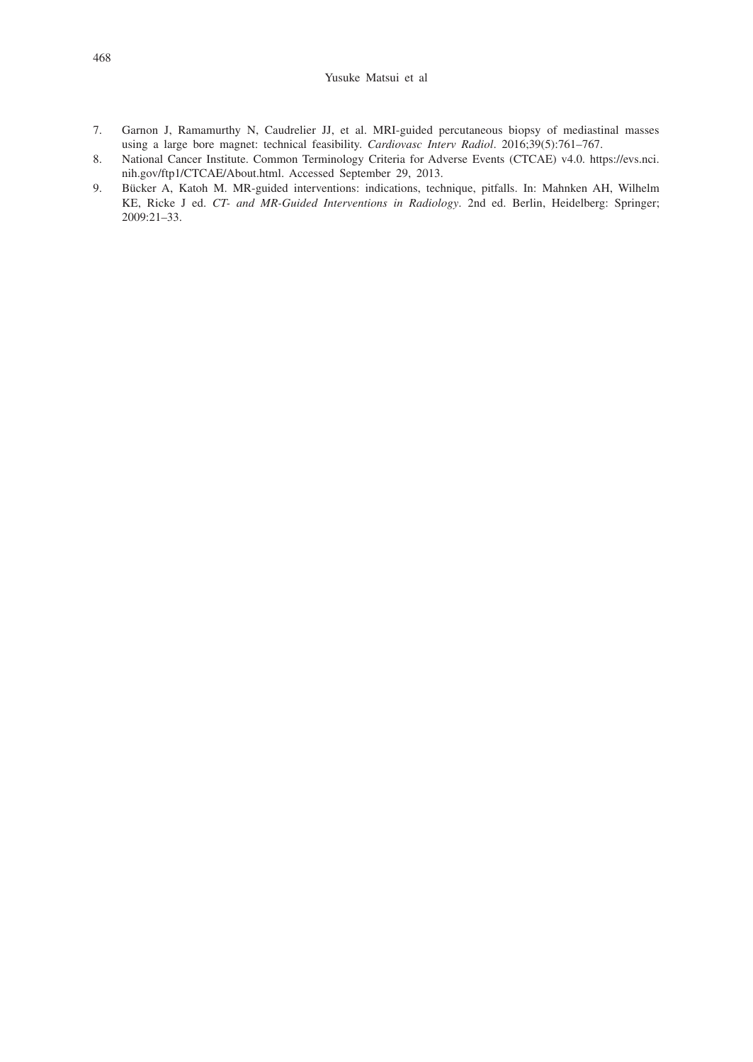7. Garnon J, Ramamurthy N, Caudrelier JJ, et al. MRI-guided percutaneous biopsy of mediastinal masses using a large bore magnet: technical feasibility. *Cardiovasc Interv Radiol*. 2016;39(5):761–767.
8. National Cancer Institute. Common Terminology Criteria for Adverse Events (CTCAE) v4.0. https://evs.nci.nih.gov/ftp1/CTCAE/About.html. Accessed September 29, 2013.
9. Bücker A, Katoh M. MR-guided interventions: indications, technique, pitfalls. In: Mahnken AH, Wilhelm KE, Ricke J ed. *CT- and MR-Guided Interventions in Radiology*. 2nd ed. Berlin, Heidelberg: Springer; 2009:21–33.